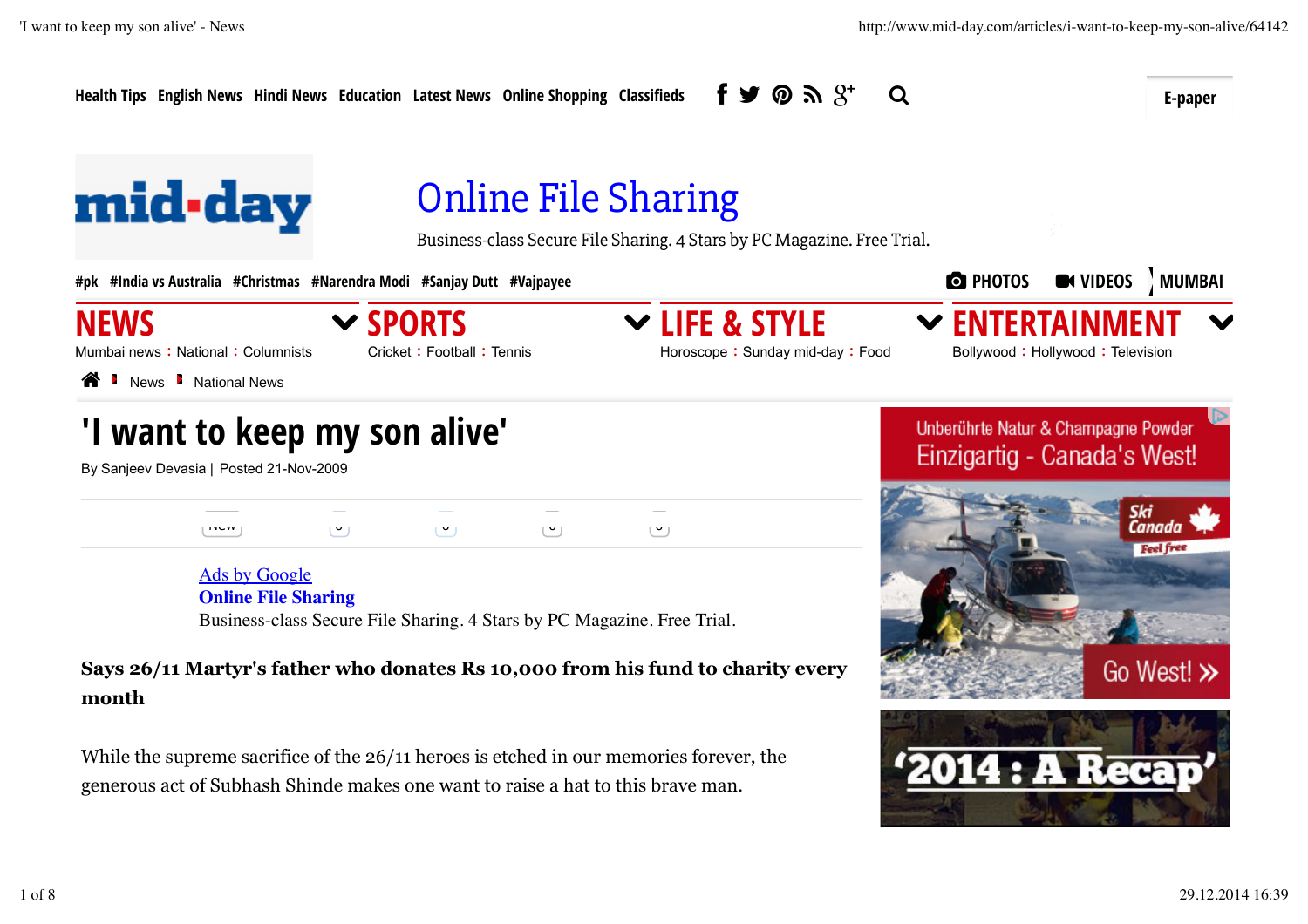Health Tips English News Hindi News Education Latest News Online Shopping Classifieds

E-paper

mid-day

Online File Sharing

Business-class Secure File Sharing. 4 Stars by PC Magazine. Free Trial.

#pk #India vs Australia #Christmas #Narendra Modi #Sanjay Dutt #Vajpayee

PHOTOS VIDEOS MUMBAI

**NEWS** Mumbai news : National : Columnists

**SPORTS** Cricket : Football : Tennis

**LIFE & STYLE** Horoscope : Sunday mid-day : Food

**ENTERTAINMENT** Bollywood : Hollywood : Television

News National News

# 'I want to keep my son alive'

By Sanjeev Devasia | Posted 21-Nov-2009

Ads by Google
**Online File Sharing**
Business-class Secure File Sharing. 4 Stars by PC Magazine. Free Trial.

**Says 26/11 Martyr's father who donates Rs 10,000 from his fund to charity every month**

While the supreme sacrifice of the 26/11 heroes is etched in our memories forever, the generous act of Subhash Shinde makes one want to raise a hat to this brave man.

Unberührte Natur & Champagne Powder
Einzigartig - Canada's West!
Ski Canada Feel free
Go West! »

'2014 : A Recap'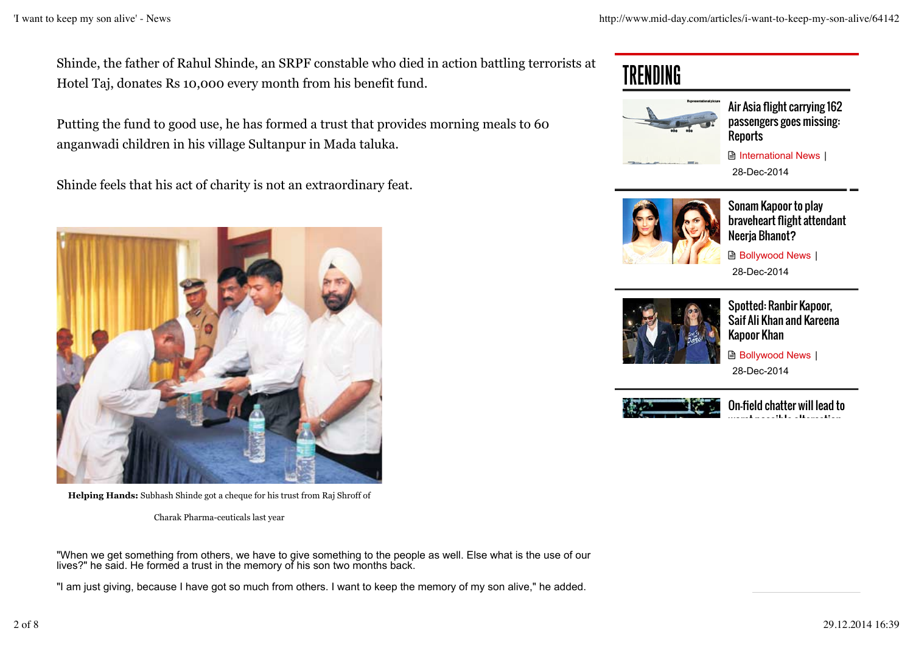Shinde, the father of Rahul Shinde, an SRPF constable who died in action battling terrorists at Hotel Taj, donates Rs 10,000 every month from his benefit fund.

Putting the fund to good use, he has formed a trust that provides morning meals to 60 anganwadi children in his village Sultanpur in Mada taluka.

Shinde feels that his act of charity is not an extraordinary feat.

**Helping Hands:** Subhash Shinde got a cheque for his trust from Raj Shroff of Charak Pharma-ceuticals last year

"When we get something from others, we have to give something to the people as well. Else what is the use of our lives?" he said. He formed a trust in the memory of his son two months back.

"I am just giving, because I have got so much from others. I want to keep the memory of my son alive," he added.

# TRENDING

**Air Asia flight carrying 162 passengers goes missing: Reports**
International News | 28-Dec-2014

**Sonam Kapoor to play braveheart flight attendant Neerja Bhanot?**
Bollywood News | 28-Dec-2014

**Spotted: Ranbir Kapoor, Saif Ali Khan and Kareena Kapoor Khan**
Bollywood News | 28-Dec-2014

**On-field chatter will lead to**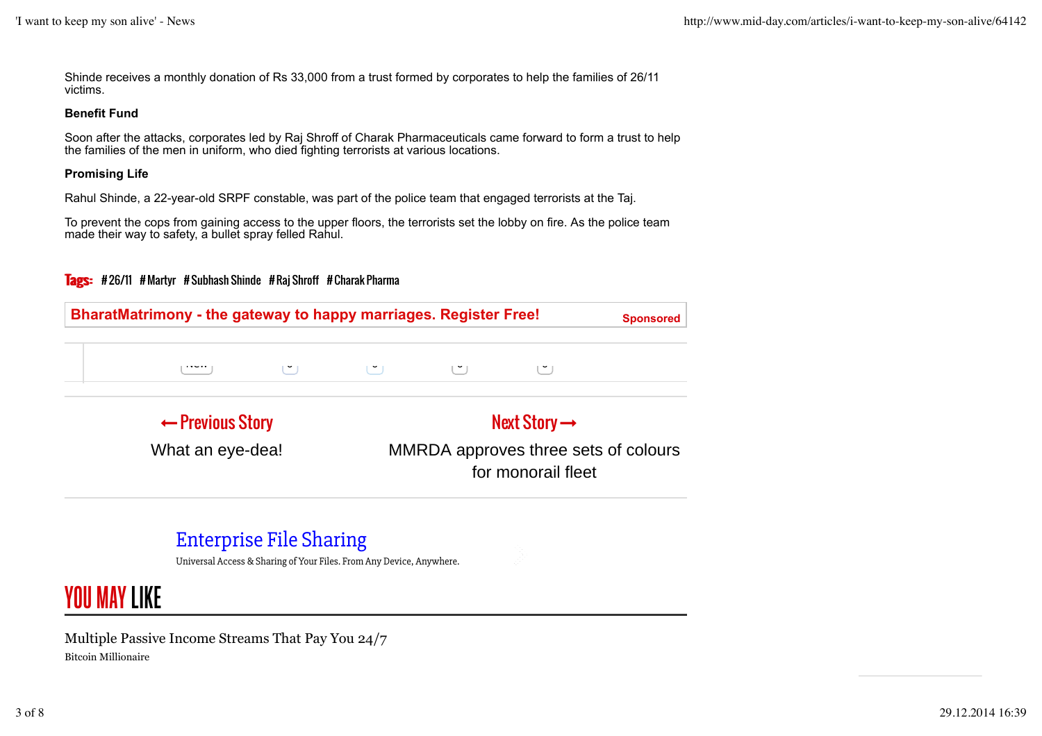Shinde receives a monthly donation of Rs 33,000 from a trust formed by corporates to help the families of 26/11 victims.

**Benefit Fund**

Soon after the attacks, corporates led by Raj Shroff of Charak Pharmaceuticals came forward to form a trust to help the families of the men in uniform, who died fighting terrorists at various locations.

**Promising Life**

Rahul Shinde, a 22-year-old SRPF constable, was part of the police team that engaged terrorists at the Taj.

To prevent the cops from gaining access to the upper floors, the terrorists set the lobby on fire. As the police team made their way to safety, a bullet spray felled Rahul.

**Tags:** #26/11 #Martyr #Subhash Shinde #Raj Shroff #Charak Pharma

BharatMatrimony - the gateway to happy marriages. Register Free! Sponsored

← Previous Story

What an eye-dea!

Next Story →

MMRDA approves three sets of colours for monorail fleet

Enterprise File Sharing

Universal Access & Sharing of Your Files. From Any Device, Anywhere.

## YOU MAY LIKE

Multiple Passive Income Streams That Pay You 24/7

Bitcoin Millionaire